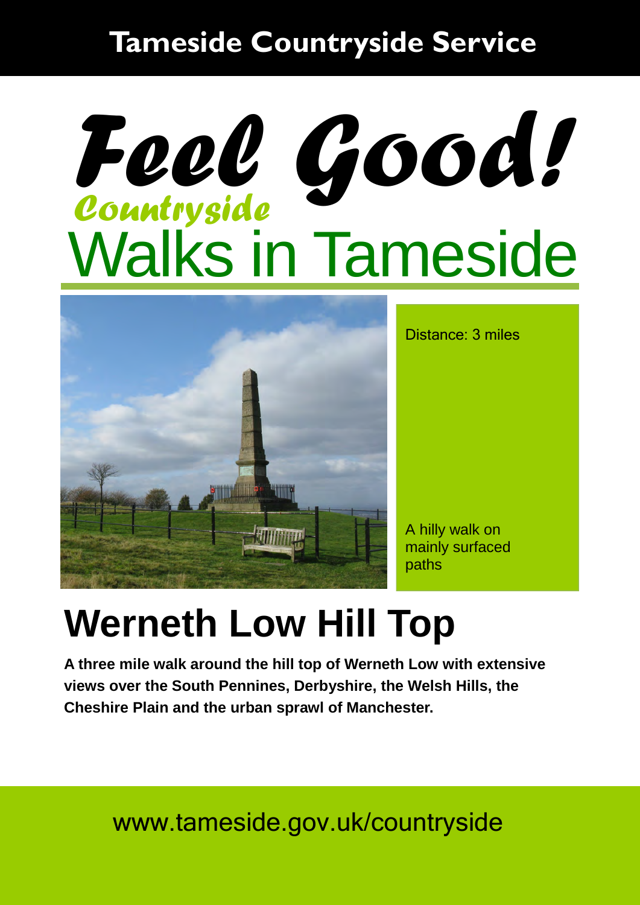**Tameside Countryside Service**

# Feel Good!

*Countryside*

## Walks in Tameside

Distance: 3 miles

A hilly walk on mainly surfaced paths

# Werneth Low Hill Top

**A three mile walk around the hill top of Werneth Low with extensive views over the South Pennines, Derbyshire, the Welsh Hills, the Cheshire Plain and the urban sprawl of Manchester.**

www.tameside.gov.uk/countryside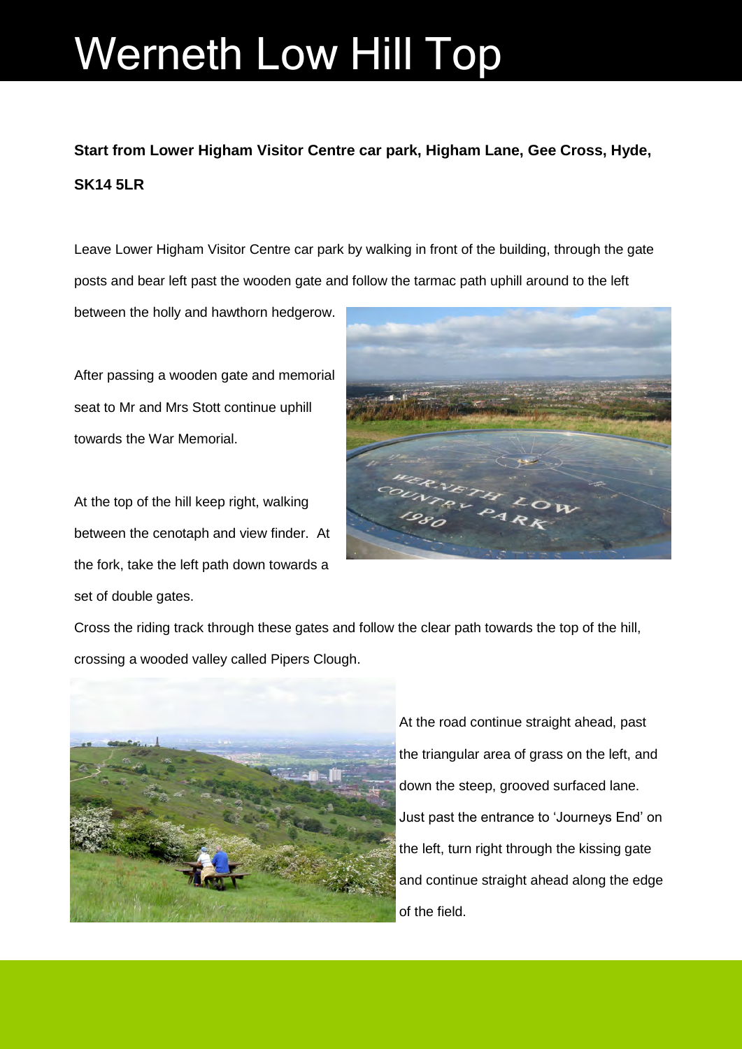# Werneth Low Hill Top

**Start from Lower Higham Visitor Centre car park, Higham Lane, Gee Cross, Hyde, SK14 5LR**

Leave Lower Higham Visitor Centre car park by walking in front of the building, through the gate posts and bear left past the wooden gate and follow the tarmac path uphill around to the left between the holly and hawthorn hedgerow.

After passing a wooden gate and memorial seat to Mr and Mrs Stott continue uphill towards the War Memorial.

At the top of the hill keep right, walking between the cenotaph and view finder. At the fork, take the left path down towards a set of double gates.

Cross the riding track through these gates and follow the clear path towards the top of the hill, crossing a wooded valley called Pipers Clough.

At the road continue straight ahead, past the triangular area of grass on the left, and down the steep, grooved surfaced lane. Just past the entrance to 'Journeys End' on the left, turn right through the kissing gate and continue straight ahead along the edge of the field.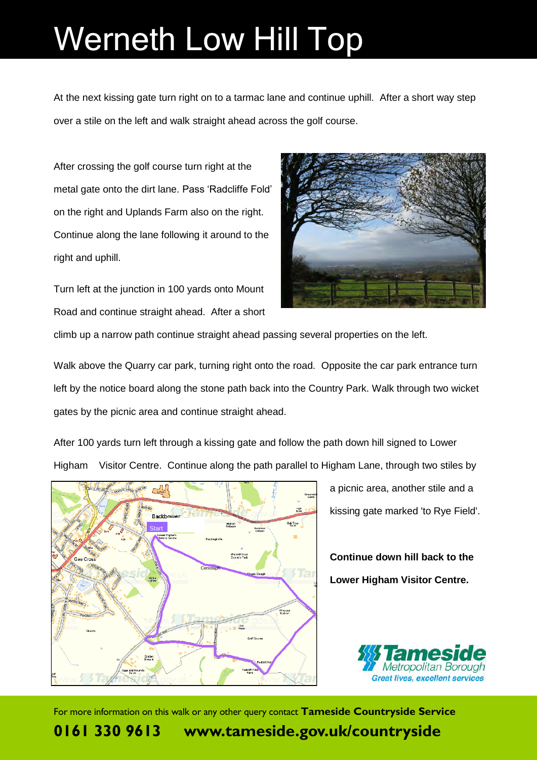# Werneth Low Hill Top

At the next kissing gate turn right on to a tarmac lane and continue uphill. After a short way step over a stile on the left and walk straight ahead across the golf course.

After crossing the golf course turn right at the metal gate onto the dirt lane. Pass 'Radcliffe Fold' on the right and Uplands Farm also on the right. Continue along the lane following it around to the right and uphill.

Turn left at the junction in 100 yards onto Mount Road and continue straight ahead. After a short climb up a narrow path continue straight ahead passing several properties on the left.

Walk above the Quarry car park, turning right onto the road. Opposite the car park entrance turn left by the notice board along the stone path back into the Country Park. Walk through two wicket gates by the picnic area and continue straight ahead.

After 100 yards turn left through a kissing gate and follow the path down hill signed to Lower Higham Visitor Centre. Continue along the path parallel to Higham Lane, through two stiles by a picnic area, another stile and a kissing gate marked 'to Rye Field'.

**Continue down hill back to the Lower Higham Visitor Centre.**

Tameside Metropolitan Borough
Great lives, excellent services

For more information on this walk or any other query contact **Tameside Countryside Service**

**0161 330 9613 www.tameside.gov.uk/countryside**